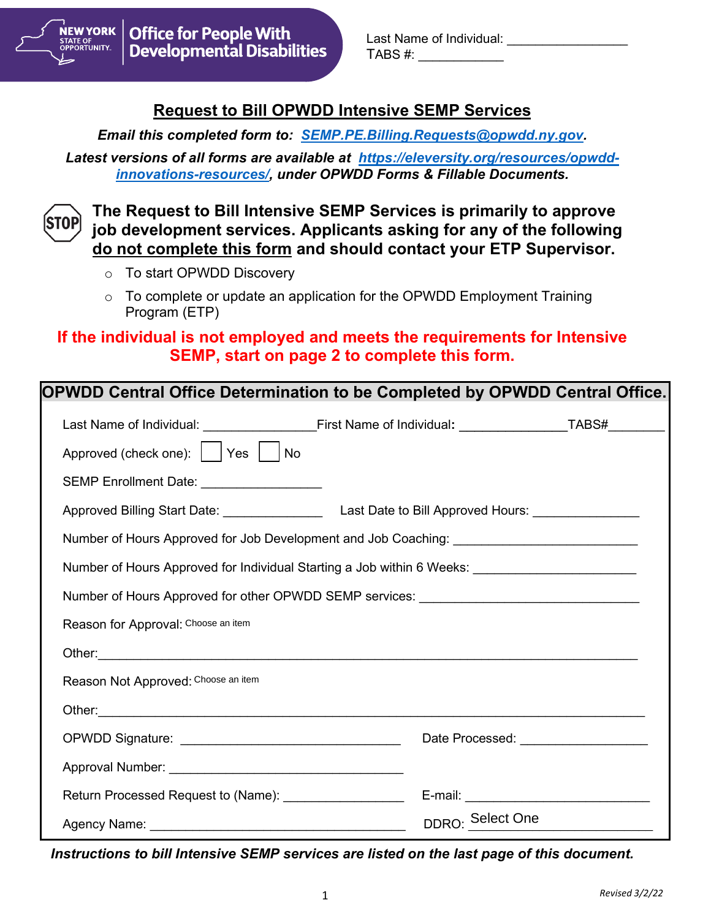**Office for People With Developmental Disabilities**

Last Name of Individual: ________________
TABS #: ___________

# Request to Bill OPWDD Intensive SEMP Services

***Email this completed form to: SEMP.PE.Billing.Requests@opwdd.ny.gov.***

***Latest versions of all forms are available at https://eleversity.org/resources/opwdd-innovations-resources/, under OPWDD Forms & Fillable Documents.***

STOP

**The Request to Bill Intensive SEMP Services is primarily to approve job development services. Applicants asking for any of the following do not complete this form and should contact your ETP Supervisor.**

- To start OPWDD Discovery
- To complete or update an application for the OPWDD Employment Training Program (ETP)

**If the individual is not employed and meets the requirements for Intensive SEMP, start on page 2 to complete this form.**

## OPWDD Central Office Determination to be Completed by OPWDD Central Office.

Last Name of Individual: _______________ First Name of Individual: _______________ TABS# ________

Approved (check one): ☐ Yes ☐ No

SEMP Enrollment Date: ________________

Approved Billing Start Date: ______________ Last Date to Bill Approved Hours: ______________

Number of Hours Approved for Job Development and Job Coaching: ________________________

Number of Hours Approved for Individual Starting a Job within 6 Weeks: _____________________

Number of Hours Approved for other OPWDD SEMP services: ______________________________

Reason for Approval: Choose an item

Other: ____________________________________________________________

Reason Not Approved: Choose an item

Other: ____________________________________________________________

OPWDD Signature: ______________________________ Date Processed: ________________

Approval Number: ________________________________

Return Processed Request to (Name): ________________ E-mail: _________________________

Agency Name: ___________________________________ DDRO: Select One

***Instructions to bill Intensive SEMP services are listed on the last page of this document.***

*Revised 3/2/22*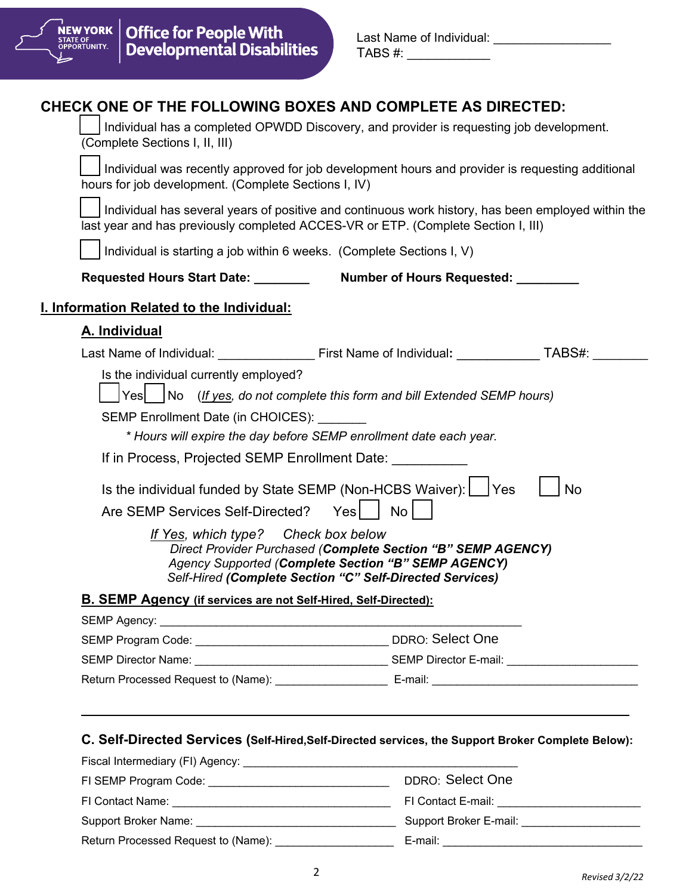Last Name of Individual: ________________
TABS #: ___________

## CHECK ONE OF THE FOLLOWING BOXES AND COMPLETE AS DIRECTED:

☐ Individual has a completed OPWDD Discovery, and provider is requesting job development. (Complete Sections I, II, III)

☐ Individual was recently approved for job development hours and provider is requesting additional hours for job development. (Complete Sections I, IV)

☐ Individual has several years of positive and continuous work history, has been employed within the last year and has previously completed ACCES-VR or ETP. (Complete Section I, III)

☐ Individual is starting a job within 6 weeks. (Complete Sections I, V)

**Requested Hours Start Date:** ________ **Number of Hours Requested:** _________

## I. Information Related to the Individual:

### A. Individual

Last Name of Individual: ______________ First Name of Individual**:** ____________ TABS#: ________

Is the individual currently employed?

☐ Yes ☐ No (*If yes, do not complete this form and bill Extended SEMP hours)*

SEMP Enrollment Date (in CHOICES): _______

*\* Hours will expire the day before SEMP enrollment date each year.*

If in Process, Projected SEMP Enrollment Date: __________

Is the individual funded by State SEMP (Non-HCBS Waiver): ☐ Yes ☐ No

Are SEMP Services Self-Directed? Yes ☐ No ☐

*If Yes, which type? Check box below*

*Direct Provider Purchased (**Complete Section "B" SEMP AGENCY)***

*Agency Supported (**Complete Section "B" SEMP AGENCY)***

*Self-Hired **(Complete Section "C" Self-Directed Services)***

### B. SEMP Agency (if services are not Self-Hired, Self-Directed):

SEMP Agency: ________________________________________________________

SEMP Program Code: ______________________________ DDRO: Select One

SEMP Director Name: ______________________________ SEMP Director E-mail: ____________________

Return Processed Request to (Name): _________________ E-mail: ________________________________

---

### C. Self-Directed Services (Self-Hired,Self-Directed services, the Support Broker Complete Below):

Fiscal Intermediary (FI) Agency: ___________________________________________

FI SEMP Program Code: ____________________________ DDRO: Select One

FI Contact Name: _________________________________ FI Contact E-mail: ______________________

Support Broker Name: _____________________________ Support Broker E-mail: __________________

Return Processed Request to (Name): __________________ E-mail: ________________________________

*Revised 3/2/22*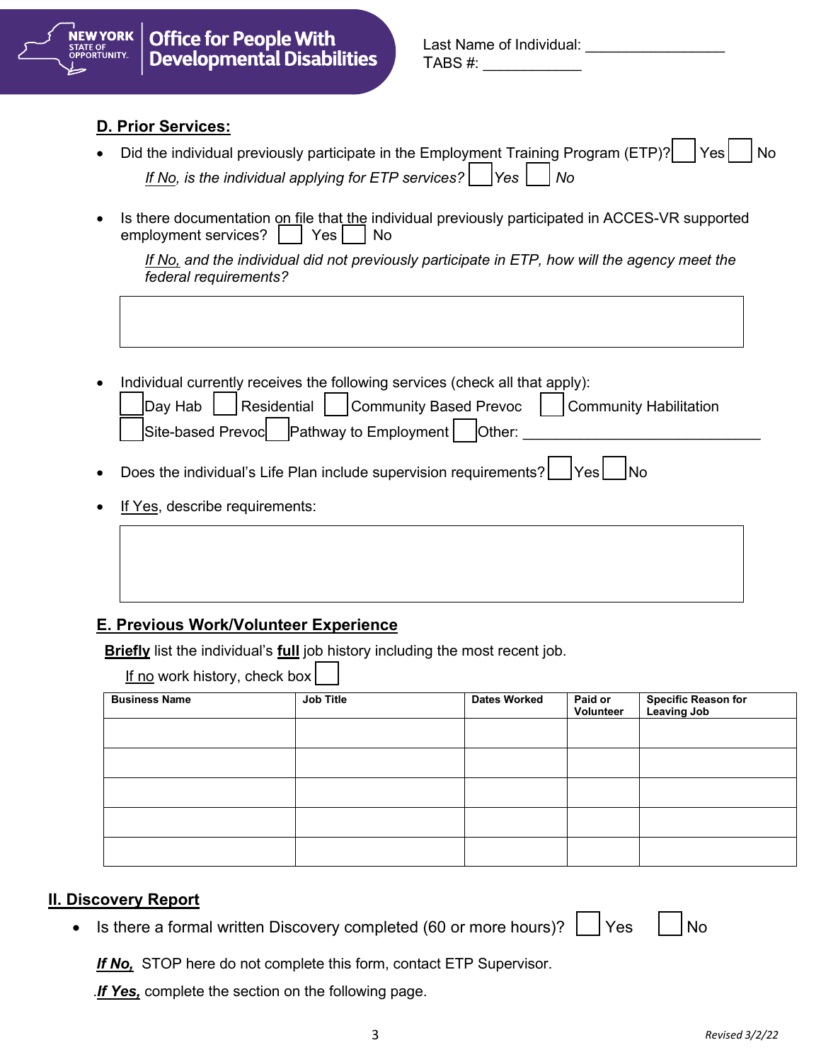Last Name of Individual: ________________
TABS #: ___________

## D. Prior Services:

- Did the individual previously participate in the Employment Training Program (ETP)? ☐ Yes ☐ No

  *If No, is the individual applying for ETP services?* ☐ *Yes* ☐ *No*

- Is there documentation on file that the individual previously participated in ACCES-VR supported employment services? ☐ Yes ☐ No

  *If No, and the individual did not previously participate in ETP, how will the agency meet the federal requirements?*

  | |
  |---|
  | |

- Individual currently receives the following services (check all that apply):

  ☐ Day Hab ☐ Residential ☐ Community Based Prevoc ☐ Community Habilitation
  ☐ Site-based Prevoc ☐ Pathway to Employment ☐ Other: ____________________________

- Does the individual's Life Plan include supervision requirements? ☐ Yes ☐ No

- If Yes, describe requirements:

  | |
  |---|
  | |

## E. Previous Work/Volunteer Experience

**Briefly** list the individual's **full** job history including the most recent job.

If no work history, check box ☐

| Business Name | Job Title | Dates Worked | Paid or Volunteer | Specific Reason for Leaving Job |
|---|---|---|---|---|
| | | | | |
| | | | | |
| | | | | |
| | | | | |
| | | | | |

## II. Discovery Report

- Is there a formal written Discovery completed (60 or more hours)? ☐ Yes ☐ No

***If No,*** STOP here do not complete this form, contact ETP Supervisor.

.***If Yes,*** complete the section on the following page.

Revised 3/2/22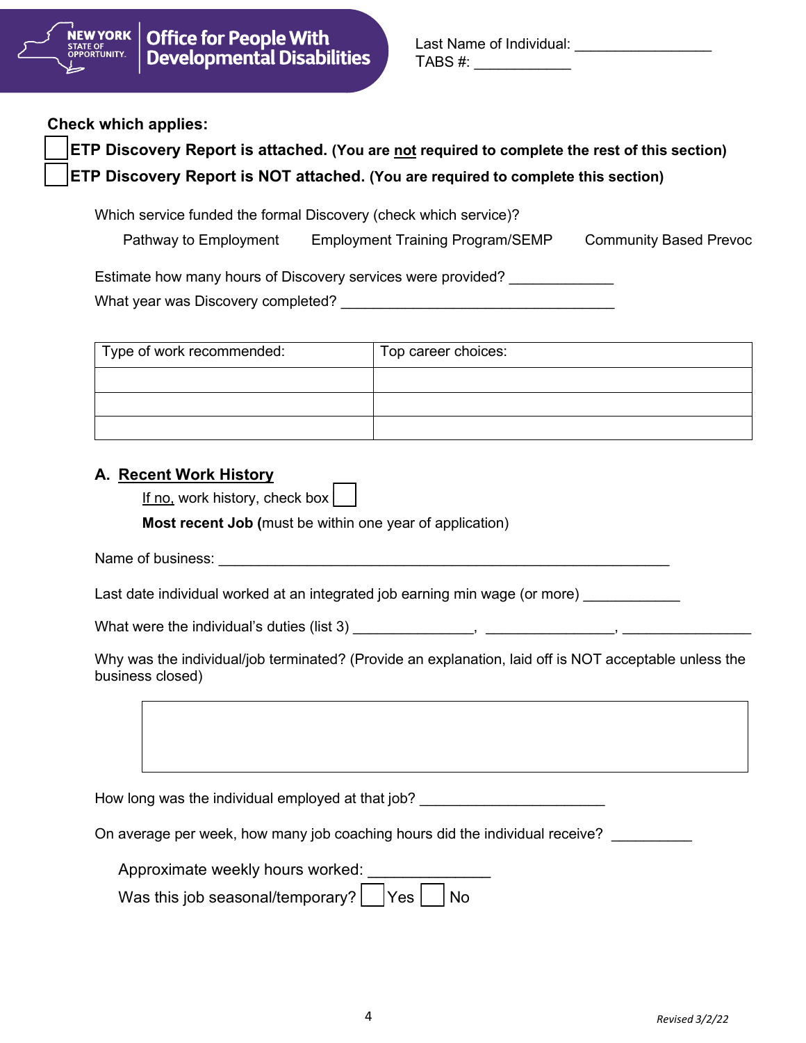Last Name of Individual: ________________
TABS #: ____________

**Check which applies:**

☐ **ETP Discovery Report is attached. (You are not required to complete the rest of this section)**

☐ **ETP Discovery Report is NOT attached. (You are required to complete this section)**

Which service funded the formal Discovery (check which service)?

Pathway to Employment     Employment Training Program/SEMP     Community Based Prevoc

Estimate how many hours of Discovery services were provided? ____________

What year was Discovery completed? _________________________________

| Type of work recommended: | Top career choices: |
|---|---|
| | |
| | |
| | |

### A. Recent Work History

If no, work history, check box ☐

**Most recent Job (**must be within one year of application)

Name of business: ______________________________________________________

Last date individual worked at an integrated job earning min wage (or more) ____________

What were the individual's duties (list 3) _______________, ________________, ________________

Why was the individual/job terminated? (Provide an explanation, laid off is NOT acceptable unless the business closed)

|   |
|---|
|   |

How long was the individual employed at that job? ______________________

On average per week, how many job coaching hours did the individual receive? __________

Approximate weekly hours worked: ______________

Was this job seasonal/temporary? ☐ Yes ☐ No

*Revised 3/2/22*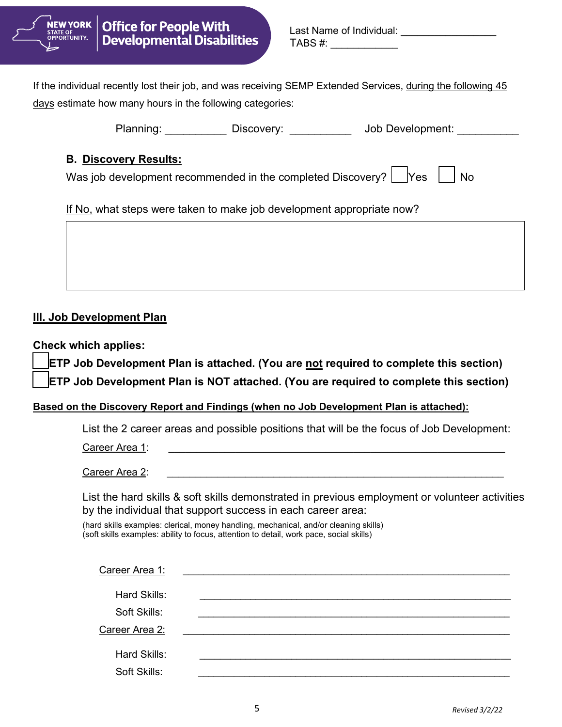Last Name of Individual: ________________
TABS #: ___________

If the individual recently lost their job, and was receiving SEMP Extended Services, during the following 45 days estimate how many hours in the following categories:

Planning: __________ Discovery: __________ Job Development: __________

**B. Discovery Results:**

Was job development recommended in the completed Discovery? ☐ Yes ☐ No

If No, what steps were taken to make job development appropriate now?

| |
|---|
| |

## III. Job Development Plan

**Check which applies:**

☐ **ETP Job Development Plan is attached. (You are not required to complete this section)**
☐ **ETP Job Development Plan is NOT attached. (You are required to complete this section)**

**Based on the Discovery Report and Findings (when no Job Development Plan is attached):**

List the 2 career areas and possible positions that will be the focus of Job Development:

Career Area 1: ____________________________________________________________

Career Area 2: ____________________________________________________________

List the hard skills & soft skills demonstrated in previous employment or volunteer activities by the individual that support success in each career area:

(hard skills examples: clerical, money handling, mechanical, and/or cleaning skills)
(soft skills examples: ability to focus, attention to detail, work pace, social skills)

Career Area 1: ____________________________________________________________

Hard Skills: ____________________________________________________________

Soft Skills: ____________________________________________________________

Career Area 2: ____________________________________________________________

Hard Skills: ____________________________________________________________

Soft Skills: ____________________________________________________________

*Revised 3/2/22*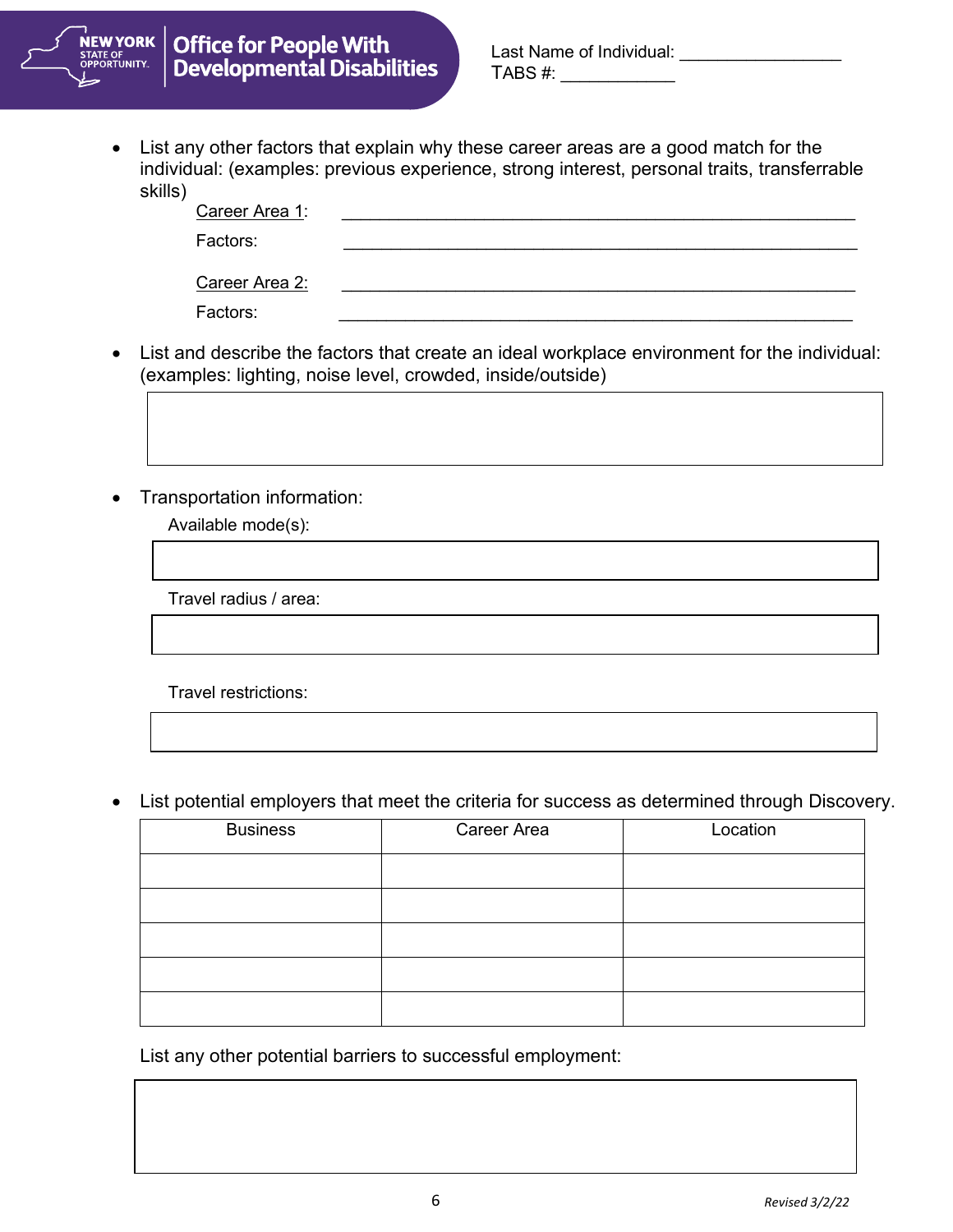Last Name of Individual: ________________
TABS #: ____________

- List any other factors that explain why these career areas are a good match for the individual: (examples: previous experience, strong interest, personal traits, transferrable skills)

  Career Area 1: ______________________________________________________

  Factors: ______________________________________________________

  Career Area 2: ______________________________________________________

  Factors: ______________________________________________________

- List and describe the factors that create an ideal workplace environment for the individual: (examples: lighting, noise level, crowded, inside/outside)

- Transportation information:

  Available mode(s):

  Travel radius / area:

  Travel restrictions:

- List potential employers that meet the criteria for success as determined through Discovery.

| Business | Career Area | Location |
|---|---|---|
| | | |
| | | |
| | | |
| | | |
| | | |

List any other potential barriers to successful employment:

*Revised 3/2/22*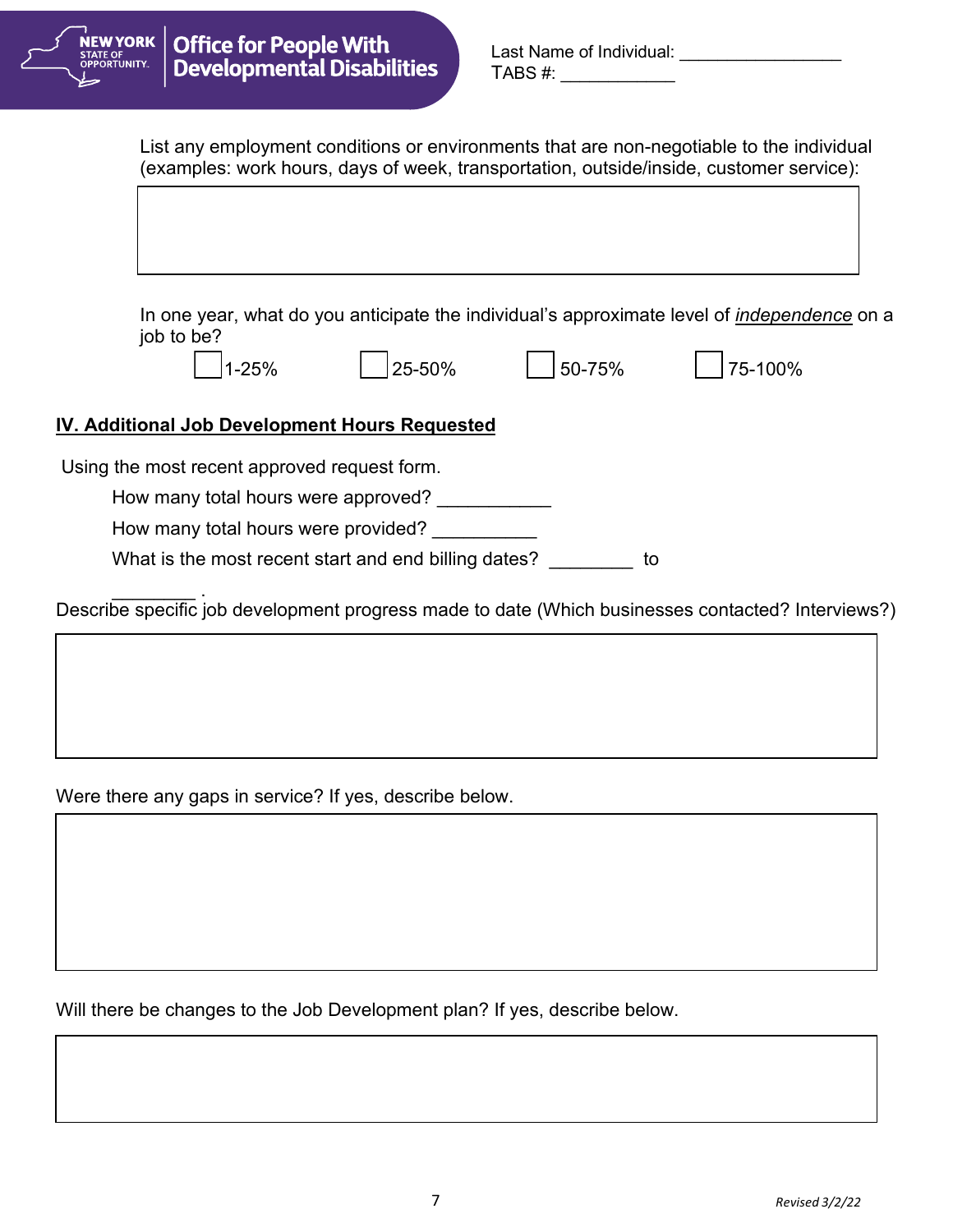Last Name of Individual: ________________
TABS #: ___________

List any employment conditions or environments that are non-negotiable to the individual (examples: work hours, days of week, transportation, outside/inside, customer service):

In one year, what do you anticipate the individual's approximate level of ***independence*** on a job to be?

☐ 1-25% ☐ 25-50% ☐ 50-75% ☐ 75-100%

## IV. Additional Job Development Hours Requested

Using the most recent approved request form.

How many total hours were approved? ___________

How many total hours were provided? __________

What is the most recent start and end billing dates? ________ to ________ .

Describe specific job development progress made to date (Which businesses contacted? Interviews?)

Were there any gaps in service? If yes, describe below.

Will there be changes to the Job Development plan? If yes, describe below.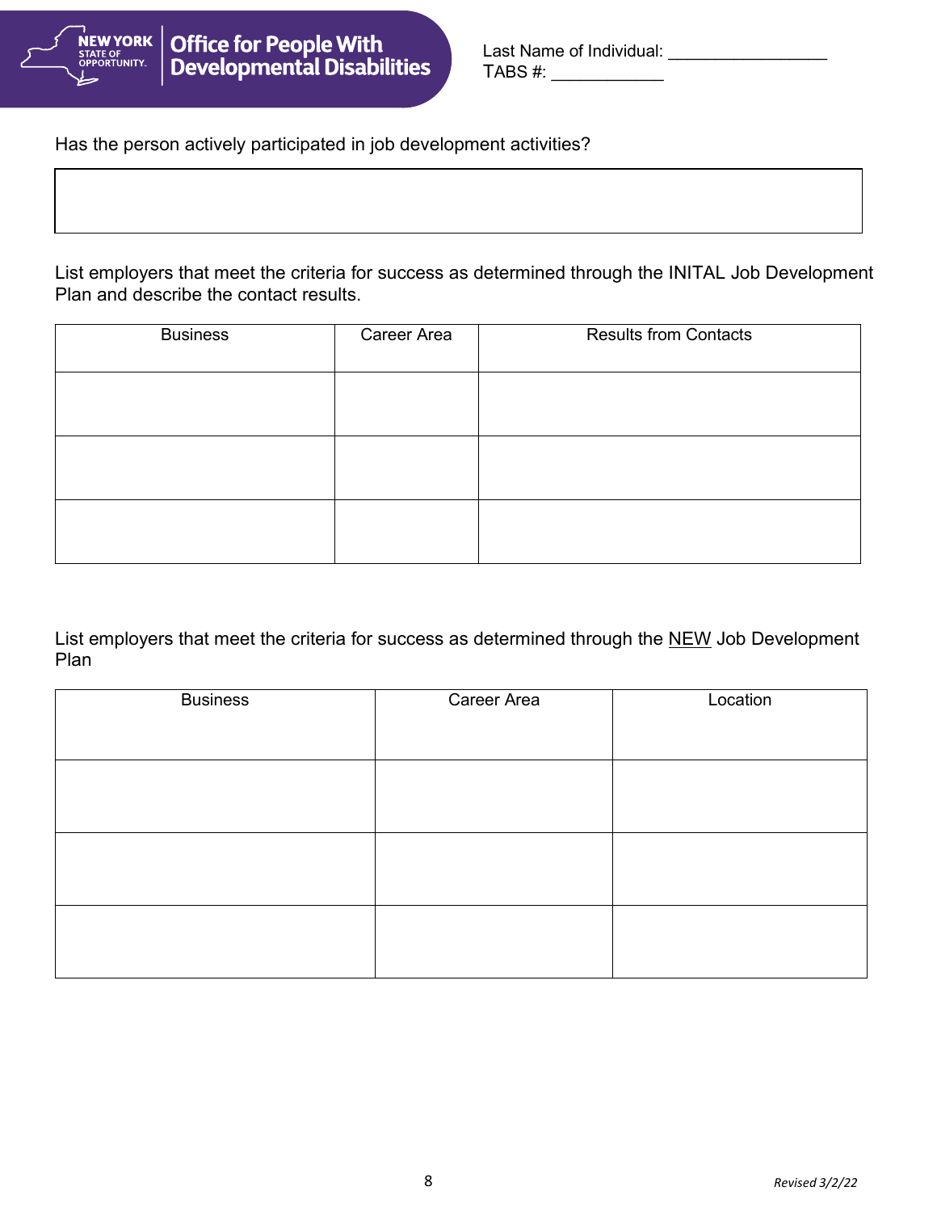Last Name of Individual: ________________
TABS #: ___________

Has the person actively participated in job development activities?

| |
|---|
| |

List employers that meet the criteria for success as determined through the INITAL Job Development Plan and describe the contact results.

| Business | Career Area | Results from Contacts |
|---|---|---|
| | | |
| | | |
| | | |

List employers that meet the criteria for success as determined through the NEW Job Development Plan

| Business | Career Area | Location |
|---|---|---|
| | | |
| | | |
| | | |

*Revised 3/2/22*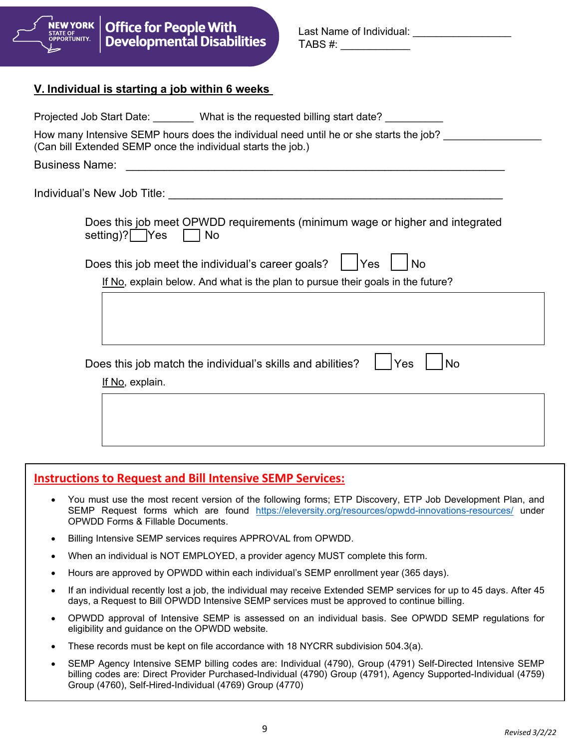Last Name of Individual: _________________
TABS #: ____________

## V. Individual is starting a job within 6 weeks

Projected Job Start Date: _______ What is the requested billing start date? __________

How many Intensive SEMP hours does the individual need until he or she starts the job? ________________
(Can bill Extended SEMP once the individual starts the job.)

Business Name: ____________________________________________________________

Individual's New Job Title: ____________________________________________________

Does this job meet OPWDD requirements (minimum wage or higher and integrated setting)? ☐ Yes ☐ No

Does this job meet the individual's career goals? ☐ Yes ☐ No

If No, explain below. And what is the plan to pursue their goals in the future?

Does this job match the individual's skills and abilities? ☐ Yes ☐ No

If No, explain.

## Instructions to Request and Bill Intensive SEMP Services:

- You must use the most recent version of the following forms; ETP Discovery, ETP Job Development Plan, and SEMP Request forms which are found https://eleversity.org/resources/opwdd-innovations-resources/ under OPWDD Forms & Fillable Documents.
- Billing Intensive SEMP services requires APPROVAL from OPWDD.
- When an individual is NOT EMPLOYED, a provider agency MUST complete this form.
- Hours are approved by OPWDD within each individual's SEMP enrollment year (365 days).
- If an individual recently lost a job, the individual may receive Extended SEMP services for up to 45 days. After 45 days, a Request to Bill OPWDD Intensive SEMP services must be approved to continue billing.
- OPWDD approval of Intensive SEMP is assessed on an individual basis. See OPWDD SEMP regulations for eligibility and guidance on the OPWDD website.
- These records must be kept on file accordance with 18 NYCRR subdivision 504.3(a).
- SEMP Agency Intensive SEMP billing codes are: Individual (4790), Group (4791) Self-Directed Intensive SEMP billing codes are: Direct Provider Purchased-Individual (4790) Group (4791), Agency Supported-Individual (4759) Group (4760), Self-Hired-Individual (4769) Group (4770)

*Revised 3/2/22*